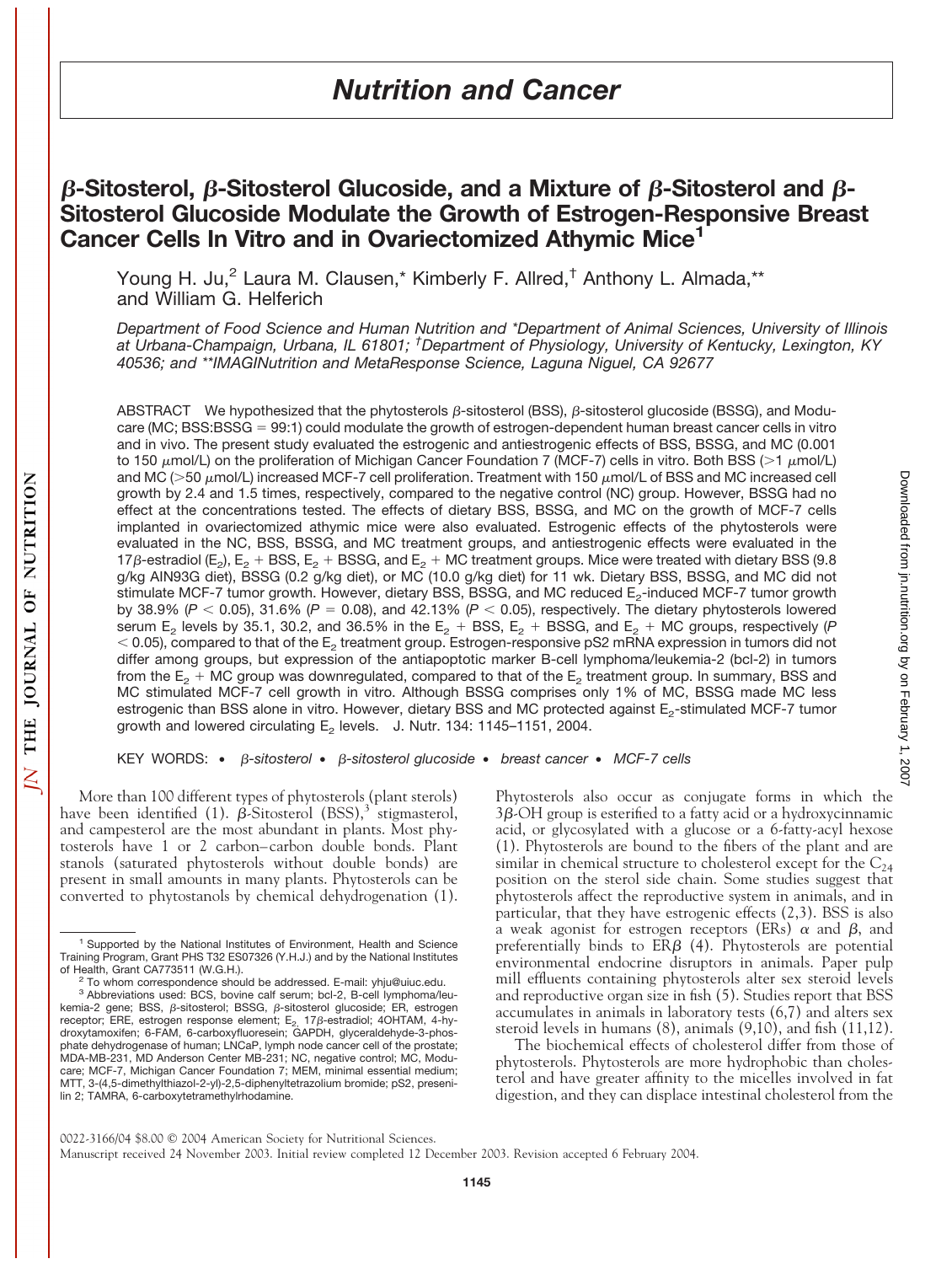# β-Sitosterol, β-Sitosterol Glucoside, and a Mixture of β-Sitosterol and β-Sitosterol Glucoside Modulate the Growth of Estrogen-Responsive Breast Cancer Cells In Vitro and in Ovariectomized Athymic Mice[1]

Young H. Ju,[2] Laura M. Clausen,* Kimberly F. Allred,† Anthony L. Almada,** and William G. Helferich

*Department of Food Science and Human Nutrition and \*Department of Animal Sciences, University of Illinois at Urbana-Champaign, Urbana, IL 61801; †Department of Physiology, University of Kentucky, Lexington, KY 40536; and \*\*IMAGINutrition and MetaResponse Science, Laguna Niguel, CA 92677*

ABSTRACT We hypothesized that the phytosterols β-sitosterol (BSS), β-sitosterol glucoside (BSSG), and Moducare (MC; BSS:BSSG = 99:1) could modulate the growth of estrogen-dependent human breast cancer cells in vitro and in vivo. The present study evaluated the estrogenic and antiestrogenic effects of BSS, BSSG, and MC (0.001 to 150 μmol/L) on the proliferation of Michigan Cancer Foundation 7 (MCF-7) cells in vitro. Both BSS (>1 μmol/L) and MC (>50 μmol/L) increased MCF-7 cell proliferation. Treatment with 150 μmol/L of BSS and MC increased cell growth by 2.4 and 1.5 times, respectively, compared to the negative control (NC) group. However, BSSG had no effect at the concentrations tested. The effects of dietary BSS, BSSG, and MC on the growth of MCF-7 cells implanted in ovariectomized athymic mice were also evaluated. Estrogenic effects of the phytosterols were evaluated in the NC, BSS, BSSG, and MC treatment groups, and antiestrogenic effects were evaluated in the 17β-estradiol ($E_2$), $E_2$ + BSS, $E_2$ + BSSG, and $E_2$ + MC treatment groups. Mice were treated with dietary BSS (9.8 g/kg AIN93G diet), BSSG (0.2 g/kg diet), or MC (10.0 g/kg diet) for 11 wk. Dietary BSS, BSSG, and MC did not stimulate MCF-7 tumor growth. However, dietary BSS, BSSG, and MC reduced $E_2$-induced MCF-7 tumor growth by 38.9% ($P < 0.05$), 31.6% ($P = 0.08$), and 42.13% ($P < 0.05$), respectively. The dietary phytosterols lowered serum $E_2$ levels by 35.1, 30.2, and 36.5% in the $E_2$ + BSS, $E_2$ + BSSG, and $E_2$ + MC groups, respectively ($P < 0.05$), compared to that of the $E_2$ treatment group. Estrogen-responsive pS2 mRNA expression in tumors did not differ among groups, but expression of the antiapoptotic marker B-cell lymphoma/leukemia-2 (bcl-2) in tumors from the $E_2$ + MC group was downregulated, compared to that of the $E_2$ treatment group. In summary, BSS and MC stimulated MCF-7 cell growth in vitro. Although BSSG comprises only 1% of MC, BSSG made MC less estrogenic than BSS alone in vitro. However, dietary BSS and MC protected against $E_2$-stimulated MCF-7 tumor growth and lowered circulating $E_2$ levels. J. Nutr. 134: 1145–1151, 2004.

KEY WORDS: • *β-sitosterol* • *β-sitosterol glucoside* • *breast cancer* • *MCF-7 cells*

More than 100 different types of phytosterols (plant sterols) have been identified (1). β-Sitosterol (BSS),[3] stigmasterol, and campesterol are the most abundant in plants. Most phytosterols have 1 or 2 carbon–carbon double bonds. Plant stanols (saturated phytosterols without double bonds) are present in small amounts in many plants. Phytosterols can be converted to phytostanols by chemical dehydrogenation (1). Phytosterols also occur as conjugate forms in which the 3β-OH group is esterified to a fatty acid or a hydroxycinnamic acid, or glycosylated with a glucose or a 6-fatty-acyl hexose (1). Phytosterols are bound to the fibers of the plant and are similar in chemical structure to cholesterol except for the $C_{24}$ position on the sterol side chain. Some studies suggest that phytosterols affect the reproductive system in animals, and in particular, that they have estrogenic effects (2,3). BSS is also a weak agonist for estrogen receptors (ERs) α and β, and preferentially binds to ERβ (4). Phytosterols are potential environmental endocrine disruptors in animals. Paper pulp mill effluents containing phytosterols alter sex steroid levels and reproductive organ size in fish (5). Studies report that BSS accumulates in animals in laboratory tests (6,7) and alters sex steroid levels in humans (8), animals (9,10), and fish (11,12).

The biochemical effects of cholesterol differ from those of phytosterols. Phytosterols are more hydrophobic than cholesterol and have greater affinity to the micelles involved in fat digestion, and they can displace intestinal cholesterol from the

---

[1] Supported by the National Institutes of Environment, Health and Science Training Program, Grant PHS T32 ES07326 (Y.H.J.) and by the National Institutes of Health, Grant CA773511 (W.G.H.).

[2] To whom correspondence should be addressed. E-mail: yhju@uiuc.edu.

[3] Abbreviations used: BCS, bovine calf serum; bcl-2, B-cell lymphoma/leukemia-2 gene; BSS, β-sitosterol; BSSG, β-sitosterol glucoside; ER, estrogen receptor; ERE, estrogen response element; $E_2$, 17β-estradiol; 4OHTAM, 4-hydroxytamoxifen; 6-FAM, 6-carboxyfluoresein; GAPDH, glyceraldehyde-3-phosphate dehydrogenase of human; LNCaP, lymph node cancer cell of the prostate; MDA-MB-231, MD Anderson Center MB-231; MC, Moducare; MCF-7, Michigan Cancer Foundation 7; MEM, minimal essential medium; MTT, 3-(4,5-dimethylthiazol-2-yl)-2,5-diphenyltetrazolium bromide; pS2, presenilin 2; TAMRA, 6-carboxytetramethylrhodamine.

0022-3166/04 $8.00 © 2004 American Society for Nutritional Sciences.
Manuscript received 24 November 2003. Initial review completed 12 December 2003. Revision accepted 6 February 2004.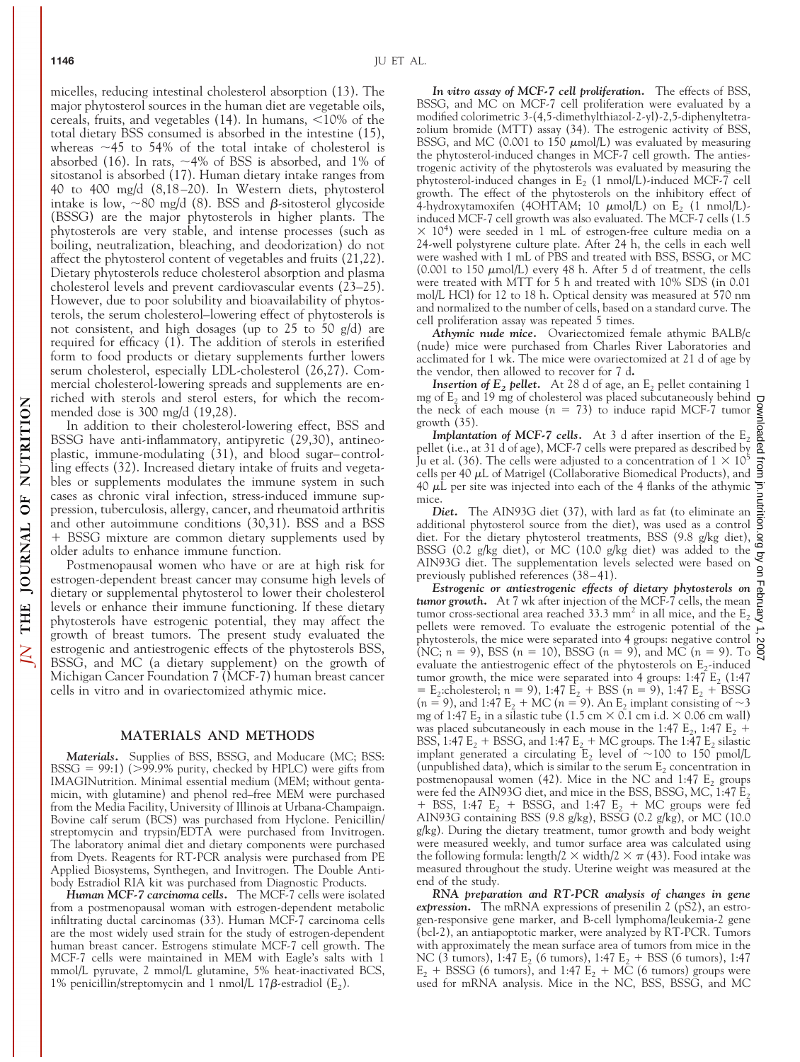micelles, reducing intestinal cholesterol absorption (13). The major phytosterol sources in the human diet are vegetable oils, cereals, fruits, and vegetables (14). In humans, <10% of the total dietary BSS consumed is absorbed in the intestine (15), whereas ~45 to 54% of the total intake of cholesterol is absorbed (16). In rats, ~4% of BSS is absorbed, and 1% of sitostanol is absorbed (17). Human dietary intake ranges from 40 to 400 mg/d (8,18–20). In Western diets, phytosterol intake is low, ~80 mg/d (8). BSS and β-sitosterol glycoside (BSSG) are the major phytosterols in higher plants. The phytosterols are very stable, and intense processes (such as boiling, neutralization, bleaching, and deodorization) do not affect the phytosterol content of vegetables and fruits (21,22). Dietary phytosterols reduce cholesterol absorption and plasma cholesterol levels and prevent cardiovascular events (23–25). However, due to poor solubility and bioavailability of phytosterols, the serum cholesterol–lowering effect of phytosterols is not consistent, and high dosages (up to 25 to 50 g/d) are required for efficacy (1). The addition of sterols in esterified form to food products or dietary supplements further lowers serum cholesterol, especially LDL-cholesterol (26,27). Commercial cholesterol-lowering spreads and supplements are enriched with sterols and sterol esters, for which the recommended dose is 300 mg/d (19,28).

In addition to their cholesterol-lowering effect, BSS and BSSG have anti-inflammatory, antipyretic (29,30), antineoplastic, immune-modulating (31), and blood sugar–controlling effects (32). Increased dietary intake of fruits and vegetables or supplements modulates the immune system in such cases as chronic viral infection, stress-induced immune suppression, tuberculosis, allergy, cancer, and rheumatoid arthritis and other autoimmune conditions (30,31). BSS and a BSS + BSSG mixture are common dietary supplements used by older adults to enhance immune function.

Postmenopausal women who have or are at high risk for estrogen-dependent breast cancer may consume high levels of dietary or supplemental phytosterol to lower their cholesterol levels or enhance their immune functioning. If these dietary phytosterols have estrogenic potential, they may affect the growth of breast tumors. The present study evaluated the estrogenic and antiestrogenic effects of the phytosterols BSS, BSSG, and MC (a dietary supplement) on the growth of Michigan Cancer Foundation 7 (MCF-7) human breast cancer cells in vitro and in ovariectomized athymic mice.

## MATERIALS AND METHODS

***Materials.*** Supplies of BSS, BSSG, and Moducare (MC; BSS: BSSG = 99:1) (>99.9% purity, checked by HPLC) were gifts from IMAGINutrition. Minimal essential medium (MEM; without gentamicin, with glutamine) and phenol red–free MEM were purchased from the Media Facility, University of Illinois at Urbana-Champaign. Bovine calf serum (BCS) was purchased from Hyclone. Penicillin/streptomycin and trypsin/EDTA were purchased from Invitrogen. The laboratory animal diet and dietary components were purchased from Dyets. Reagents for RT-PCR analysis were purchased from PE Applied Biosystems, Synthegen, and Invitrogen. The Double Antibody Estradiol RIA kit was purchased from Diagnostic Products.

***Human MCF-7 carcinoma cells.*** The MCF-7 cells were isolated from a postmenopausal woman with estrogen-dependent metabolic infiltrating ductal carcinomas (33). Human MCF-7 carcinoma cells are the most widely used strain for the study of estrogen-dependent human breast cancer. Estrogens stimulate MCF-7 cell growth. The MCF-7 cells were maintained in MEM with Eagle's salts with 1 mmol/L pyruvate, 2 mmol/L glutamine, 5% heat-inactivated BCS, 1% penicillin/streptomycin and 1 nmol/L 17β-estradiol ($E_2$).

***In vitro assay of MCF-7 cell proliferation.*** The effects of BSS, BSSG, and MC on MCF-7 cell proliferation were evaluated by a modified colorimetric 3-(4,5-dimethylthiazol-2-yl)-2,5-diphenyltetrazolium bromide (MTT) assay (34). The estrogenic activity of BSS, BSSG, and MC (0.001 to 150 μmol/L) was evaluated by measuring the phytosterol-induced changes in MCF-7 cell growth. The antiestrogenic activity of the phytosterols was evaluated by measuring the phytosterol-induced changes in $E_2$ (1 nmol/L)-induced MCF-7 cell growth. The effect of the phytosterols on the inhibitory effect of 4-hydroxytamoxifen (4OHTAM; 10 μmol/L) on $E_2$ (1 nmol/L)-induced MCF-7 cell growth was also evaluated. The MCF-7 cells ($1.5 \times 10^4$) were seeded in 1 mL of estrogen-free culture media on a 24-well polystyrene culture plate. After 24 h, the cells in each well were washed with 1 mL of PBS and treated with BSS, BSSG, or MC (0.001 to 150 μmol/L) every 48 h. After 5 d of treatment, the cells were treated with MTT for 5 h and treated with 10% SDS (in 0.01 mol/L HCl) for 12 to 18 h. Optical density was measured at 570 nm and normalized to the number of cells, based on a standard curve. The cell proliferation assay was repeated 5 times.

***Athymic nude mice.*** Ovariectomized female athymic BALB/c (nude) mice were purchased from Charles River Laboratories and acclimated for 1 wk. The mice were ovariectomized at 21 d of age by the vendor, then allowed to recover for 7 d.

***Insertion of $E_2$ pellet.*** At 28 d of age, an $E_2$ pellet containing 1 mg of $E_2$ and 19 mg of cholesterol was placed subcutaneously behind the neck of each mouse ($n$ = 73) to induce rapid MCF-7 tumor growth (35).

***Implantation of MCF-7 cells.*** At 3 d after insertion of the $E_2$ pellet (i.e., at 31 d of age), MCF-7 cells were prepared as described by Ju et al. (36). The cells were adjusted to a concentration of $1 \times 10^5$ cells per 40 μL of Matrigel (Collaborative Biomedical Products), and 40 μL per site was injected into each of the 4 flanks of the athymic mice.

***Diet.*** The AIN93G diet (37), with lard as fat (to eliminate an additional phytosterol source from the diet), was used as a control diet. For the dietary phytosterol treatments, BSS (9.8 g/kg diet), BSSG (0.2 g/kg diet), or MC (10.0 g/kg diet) was added to the AIN93G diet. The supplementation levels selected were based on previously published references (38–41).

***Estrogenic or antiestrogenic effects of dietary phytosterols on tumor growth.*** At 7 wk after injection of the MCF-7 cells, the mean tumor cross-sectional area reached 33.3 mm² in all mice, and the $E_2$ pellets were removed. To evaluate the estrogenic potential of the phytosterols, the mice were separated into 4 groups: negative control (NC; $n$ = 9), BSS ($n$ = 10), BSSG ($n$ = 9), and MC ($n$ = 9). To evaluate the antiestrogenic effect of the phytosterols on $E_2$-induced tumor growth, the mice were separated into 4 groups: 1:47 $E_2$ (1:47 = $E_2$:cholesterol; $n$ = 9), 1:47 $E_2$ + BSS ($n$ = 9), 1:47 $E_2$ + BSSG ($n$ = 9), and 1:47 $E_2$ + MC ($n$ = 9). An $E_2$ implant consisting of ~3 mg of 1:47 $E_2$ in a silastic tube (1.5 cm × 0.1 cm i.d. × 0.06 cm wall) was placed subcutaneously in each mouse in the 1:47 $E_2$, 1:47 $E_2$ + BSS, 1:47 $E_2$ + BSSG, and 1:47 $E_2$ + MC groups. The 1:47 $E_2$ silastic implant generated a circulating $E_2$ level of ~100 to 150 pmol/L (unpublished data), which is similar to the serum $E_2$ concentration in postmenopausal women (42). Mice in the NC and 1:47 $E_2$ groups were fed the AIN93G diet, and mice in the BSS, BSSG, MC, 1:47 $E_2$ + BSS, 1:47 $E_2$ + BSSG, and 1:47 $E_2$ + MC groups were fed AIN93G containing BSS (9.8 g/kg), BSSG (0.2 g/kg), or MC (10.0 g/kg). During the dietary treatment, tumor growth and body weight were measured weekly, and tumor surface area was calculated using the following formula: length/2 × width/2 × π (43). Food intake was measured throughout the study. Uterine weight was measured at the end of the study.

***RNA preparation and RT-PCR analysis of changes in gene expression.*** The mRNA expressions of presenilin 2 (pS2), an estrogen-responsive gene marker, and B-cell lymphoma/leukemia-2 gene (bcl-2), an antiapoptotic marker, were analyzed by RT-PCR. Tumors with approximately the mean surface area of tumors from mice in the NC (3 tumors), 1:47 $E_2$ (6 tumors), 1:47 $E_2$ + BSS (6 tumors), 1:47 $E_2$ + BSSG (6 tumors), and 1:47 $E_2$ + MC (6 tumors) groups were used for mRNA analysis. Mice in the NC, BSS, BSSG, and MC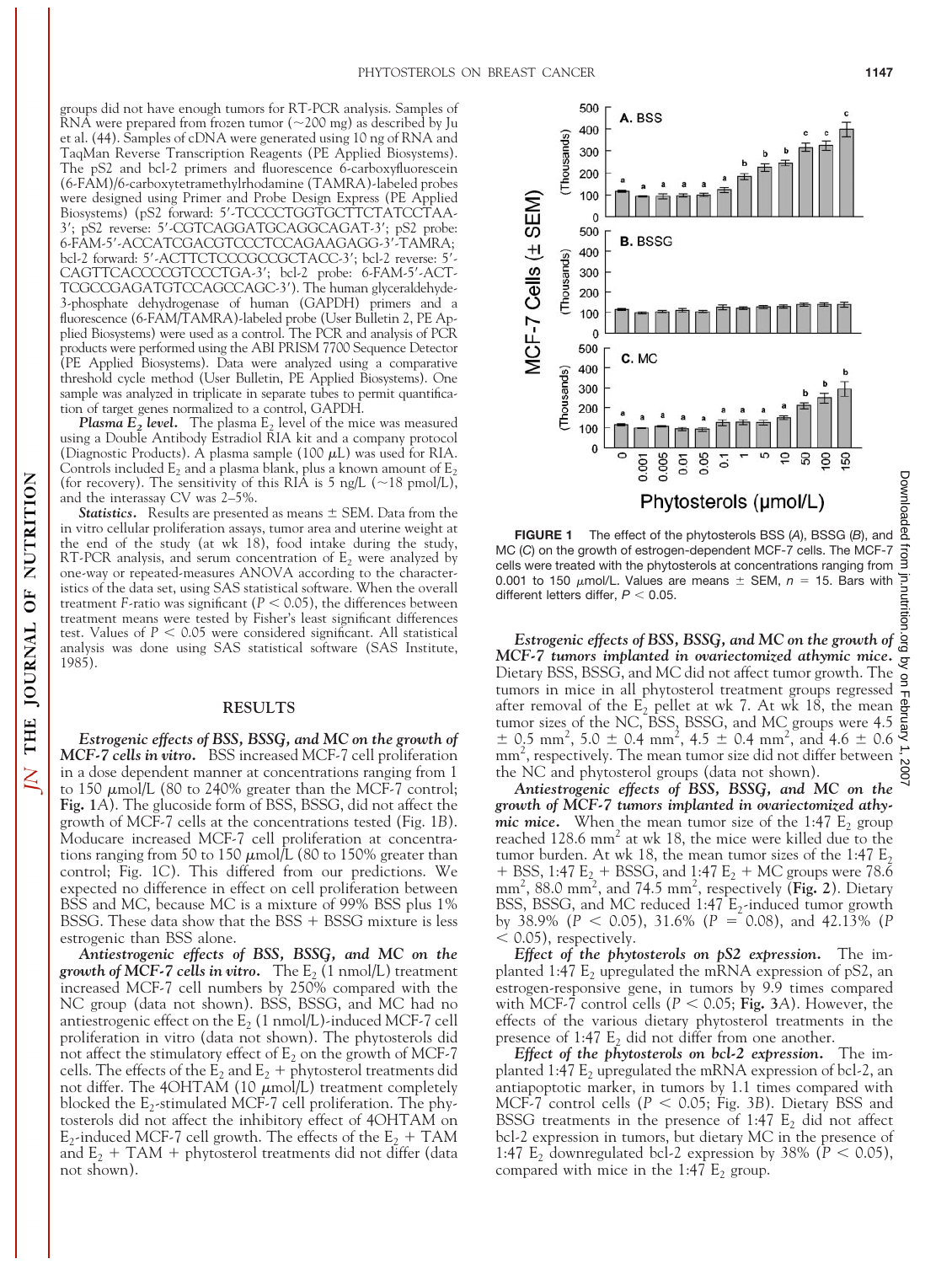groups did not have enough tumors for RT-PCR analysis. Samples of RNA were prepared from frozen tumor (~200 mg) as described by Ju et al. (44). Samples of cDNA were generated using 10 ng of RNA and TaqMan Reverse Transcription Reagents (PE Applied Biosystems). The pS2 and bcl-2 primers and fluorescence 6-carboxyfluorescein (6-FAM)/6-carboxytetramethylrhodamine (TAMRA)-labeled probes were designed using Primer and Probe Design Express (PE Applied Biosystems) (pS2 forward: 5′-TCCCCTGGTGCTTCTATCCTAA-3′; pS2 reverse: 5′-CGTCAGGATGCAGGCAGAT-3′; pS2 probe: 6-FAM-5′-ACCATCGACGTCCCTCCAGAAGAGG-3′-TAMRA; bcl-2 forward: 5′-ACTTCTCCCGCCGCTACC-3′; bcl-2 reverse: 5′-CAGTTCACCCCGTCCCTGA-3′; bcl-2 probe: 6-FAM-5′-ACT-TCGCCGAGATGTCCAGCCAGC-3′). The human glyceraldehyde-3-phosphate dehydrogenase of human (GAPDH) primers and a fluorescence (6-FAM/TAMRA)-labeled probe (User Bulletin 2, PE Applied Biosystems) were used as a control. The PCR and analysis of PCR products were performed using the ABI PRISM 7700 Sequence Detector (PE Applied Biosystems). Data were analyzed using a comparative threshold cycle method (User Bulletin, PE Applied Biosystems). One sample was analyzed in triplicate in separate tubes to permit quantification of target genes normalized to a control, GAPDH.

***Plasma $E_2$ level.*** The plasma $E_2$ level of the mice was measured using a Double Antibody Estradiol RIA kit and a company protocol (Diagnostic Products). A plasma sample (100 μL) was used for RIA. Controls included $E_2$ and a plasma blank, plus a known amount of $E_2$ (for recovery). The sensitivity of this RIA is 5 ng/L (~18 pmol/L), and the interassay CV was 2–5%.

***Statistics.*** Results are presented as means ± SEM. Data from the in vitro cellular proliferation assays, tumor area and uterine weight at the end of the study (at wk 18), food intake during the study, RT-PCR analysis, and serum concentration of $E_2$ were analyzed by one-way or repeated-measures ANOVA according to the characteristics of the data set, using SAS statistical software. When the overall treatment *F*-ratio was significant ($P < 0.05$), the differences between treatment means were tested by Fisher's least significant differences test. Values of $P < 0.05$ were considered significant. All statistical analysis was done using SAS statistical software (SAS Institute, 1985).

## RESULTS

***Estrogenic effects of BSS, BSSG, and MC on the growth of MCF-7 cells in vitro.*** BSS increased MCF-7 cell proliferation in a dose dependent manner at concentrations ranging from 1 to 150 μmol/L (80 to 240% greater than the MCF-7 control; **Fig. 1***A*). The glucoside form of BSS, BSSG, did not affect the growth of MCF-7 cells at the concentrations tested (Fig. 1*B*). Moducare increased MCF-7 cell proliferation at concentrations ranging from 50 to 150 μmol/L (80 to 150% greater than control; Fig. 1*C*). This differed from our predictions. We expected no difference in effect on cell proliferation between BSS and MC, because MC is a mixture of 99% BSS plus 1% BSSG. These data show that the BSS + BSSG mixture is less estrogenic than BSS alone.

***Antiestrogenic effects of BSS, BSSG, and MC on the growth of MCF-7 cells in vitro.*** The $E_2$ (1 nmol/L) treatment increased MCF-7 cell numbers by 250% compared with the NC group (data not shown). BSS, BSSG, and MC had no antiestrogenic effect on the $E_2$ (1 nmol/L)-induced MCF-7 cell proliferation in vitro (data not shown). The phytosterols did not affect the stimulatory effect of $E_2$ on the growth of MCF-7 cells. The effects of the $E_2$ and $E_2$ + phytosterol treatments did not differ. The 4OHTAM (10 μmol/L) treatment completely blocked the $E_2$-stimulated MCF-7 cell proliferation. The phytosterols did not affect the inhibitory effect of 4OHTAM on $E_2$-induced MCF-7 cell growth. The effects of the $E_2$ + TAM and $E_2$ + TAM + phytosterol treatments did not differ (data not shown).

**FIGURE 1** The effect of the phytosterols BSS (*A*), BSSG (*B*), and MC (*C*) on the growth of estrogen-dependent MCF-7 cells. The MCF-7 cells were treated with the phytosterols at concentrations ranging from 0.001 to 150 μmol/L. Values are means ± SEM, *n* = 15. Bars with different letters differ, $P < 0.05$.

***Estrogenic effects of BSS, BSSG, and MC on the growth of MCF-7 tumors implanted in ovariectomized athymic mice.*** Dietary BSS, BSSG, and MC did not affect tumor growth. The tumors in mice in all phytosterol treatment groups regressed after removal of the $E_2$ pellet at wk 7. At wk 18, the mean tumor sizes of the NC, BSS, BSSG, and MC groups were 4.5 ± 0.5 mm², 5.0 ± 0.4 mm², 4.5 ± 0.4 mm², and 4.6 ± 0.6 mm², respectively. The mean tumor size did not differ between the NC and phytosterol groups (data not shown).

***Antiestrogenic effects of BSS, BSSG, and MC on the growth of MCF-7 tumors implanted in ovariectomized athymic mice.*** When the mean tumor size of the 1:47 $E_2$ group reached 128.6 mm² at wk 18, the mice were killed due to the tumor burden. At wk 18, the mean tumor sizes of the 1:47 $E_2$ + BSS, 1:47 $E_2$ + BSSG, and 1:47 $E_2$ + MC groups were 78.6 mm², 88.0 mm², and 74.5 mm², respectively (**Fig. 2**). Dietary BSS, BSSG, and MC reduced 1:47 $E_2$-induced tumor growth by 38.9% ($P < 0.05$), 31.6% ($P = 0.08$), and 42.13% ($P < 0.05$), respectively.

***Effect of the phytosterols on pS2 expression.*** The implanted 1:47 $E_2$ upregulated the mRNA expression of pS2, an estrogen-responsive gene, in tumors by 9.9 times compared with MCF-7 control cells ($P < 0.05$; **Fig. 3***A*). However, the effects of the various dietary phytosterol treatments in the presence of 1:47 $E_2$ did not differ from one another.

***Effect of the phytosterols on bcl-2 expression.*** The implanted 1:47 $E_2$ upregulated the mRNA expression of bcl-2, an antiapoptotic marker, in tumors by 1.1 times compared with MCF-7 control cells ($P < 0.05$; Fig. 3*B*). Dietary BSS and BSSG treatments in the presence of 1:47 $E_2$ did not affect bcl-2 expression in tumors, but dietary MC in the presence of 1:47 $E_2$ downregulated bcl-2 expression by 38% ($P < 0.05$), compared with mice in the 1:47 $E_2$ group.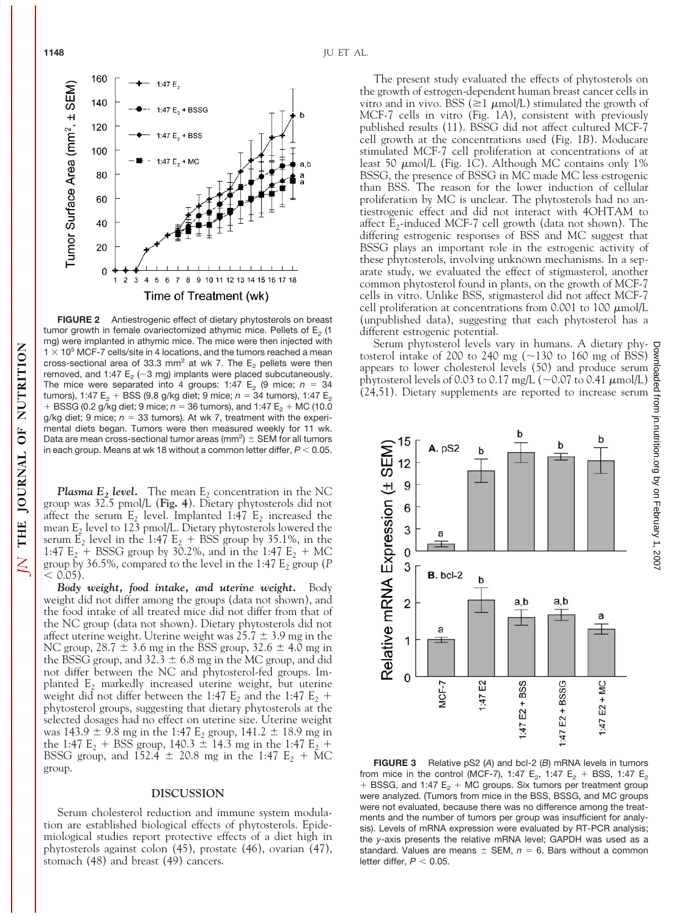**FIGURE 2** Antiestrogenic effect of dietary phytosterols on breast tumor growth in female ovariectomized athymic mice. Pellets of $E_2$ (1 mg) were implanted in athymic mice. The mice were then injected with $1 \times 10^5$ MCF-7 cells/site in 4 locations, and the tumors reached a mean cross-sectional area of 33.3 $mm^2$ at wk 7. The $E_2$ pellets were then removed, and 1:47 $E_2$ (~3 mg) implants were placed subcutaneously. The mice were separated into 4 groups: 1:47 $E_2$ (9 mice; $n$ = 34 tumors), 1:47 $E_2$ + BSS (9.8 g/kg diet; 9 mice; $n$ = 34 tumors), 1:47 $E_2$ + BSSG (0.2 g/kg diet; 9 mice; $n$ = 36 tumors), and 1:47 $E_2$ + MC (10.0 g/kg diet; 9 mice; $n$ = 33 tumors). At wk 7, treatment with the experimental diets began. Tumors were then measured weekly for 11 wk. Data are mean cross-sectional tumor areas ($mm^2$) ± SEM for all tumors in each group. Means at wk 18 without a common letter differ, $P < 0.05$.

***Plasma $E_2$ level.*** The mean $E_2$ concentration in the NC group was 32.5 pmol/L (**Fig. 4**). Dietary phytosterols did not affect the serum $E_2$ level. Implanted 1:47 $E_2$ increased the mean $E_2$ level to 123 pmol/L. Dietary phytosterols lowered the serum $E_2$ level in the 1:47 $E_2$ + BSS group by 35.1%, in the 1:47 $E_2$ + BSSG group by 30.2%, and in the 1:47 $E_2$ + MC group by 36.5%, compared to the level in the 1:47 $E_2$ group ($P < 0.05$).

***Body weight, food intake, and uterine weight.*** Body weight did not differ among the groups (data not shown), and the food intake of all treated mice did not differ from that of the NC group (data not shown). Dietary phytosterols did not affect uterine weight. Uterine weight was 25.7 ± 3.9 mg in the NC group, 28.7 ± 3.6 mg in the BSS group, 32.6 ± 4.0 mg in the BSSG group, and 32.3 ± 6.8 mg in the MC group, and did not differ between the NC and phytosterol-fed groups. Implanted $E_2$ markedly increased uterine weight, but uterine weight did not differ between the 1:47 $E_2$ and the 1:47 $E_2$ + phytosterol groups, suggesting that dietary phytosterols at the selected dosages had no effect on uterine size. Uterine weight was 143.9 ± 9.8 mg in the 1:47 $E_2$ group, 141.2 ± 18.9 mg in the 1:47 $E_2$ + BSS group, 140.3 ± 14.3 mg in the 1:47 $E_2$ + BSSG group, and 152.4 ± 20.8 mg in the 1:47 $E_2$ + MC group.

## DISCUSSION

Serum cholesterol reduction and immune system modulation are established biological effects of phytosterols. Epidemiological studies report protective effects of a diet high in phytosterols against colon (45), prostate (46), ovarian (47), stomach (48) and breast (49) cancers.

The present study evaluated the effects of phytosterols on the growth of estrogen-dependent human breast cancer cells in vitro and in vivo. BSS (≥1 μmol/L) stimulated the growth of MCF-7 cells in vitro (Fig. 1*A*), consistent with previously published results (11). BSSG did not affect cultured MCF-7 cell growth at the concentrations used (Fig. 1*B*). Moducare stimulated MCF-7 cell proliferation at concentrations of at least 50 μmol/L (Fig. 1*C*). Although MC contains only 1% BSSG, the presence of BSSG in MC made MC less estrogenic than BSS. The reason for the lower induction of cellular proliferation by MC is unclear. The phytosterols had no antiestrogenic effect and did not interact with 4OHTAM to affect $E_2$-induced MCF-7 cell growth (data not shown). The differing estrogenic responses of BSS and MC suggest that BSSG plays an important role in the estrogenic activity of these phytosterols, involving unknown mechanisms. In a separate study, we evaluated the effect of stigmasterol, another common phytosterol found in plants, on the growth of MCF-7 cells in vitro. Unlike BSS, stigmasterol did not affect MCF-7 cell proliferation at concentrations from 0.001 to 100 μmol/L (unpublished data), suggesting that each phytosterol has a different estrogenic potential.

Serum phytosterol levels vary in humans. A dietary phytosterol intake of 200 to 240 mg (~130 to 160 mg of BSS) appears to lower cholesterol levels (50) and produce serum phytosterol levels of 0.03 to 0.17 mg/L (~0.07 to 0.41 μmol/L) (24,51). Dietary supplements are reported to increase serum

**FIGURE 3** Relative pS2 (*A*) and bcl-2 (*B*) mRNA levels in tumors from mice in the control (MCF-7), 1:47 $E_2$, 1:47 $E_2$ + BSS, 1:47 $E_2$ + BSSG, and 1:47 $E_2$ + MC groups. Six tumors per treatment group were analyzed. (Tumors from mice in the BSS, BSSG, and MC groups were not evaluated, because there was no difference among the treatments and the number of tumors per group was insufficient for analysis). Levels of mRNA expression were evaluated by RT-PCR analysis; the *y*-axis presents the relative mRNA level; GAPDH was used as a standard. Values are means ± SEM, $n$ = 6. Bars without a common letter differ, $P < 0.05$.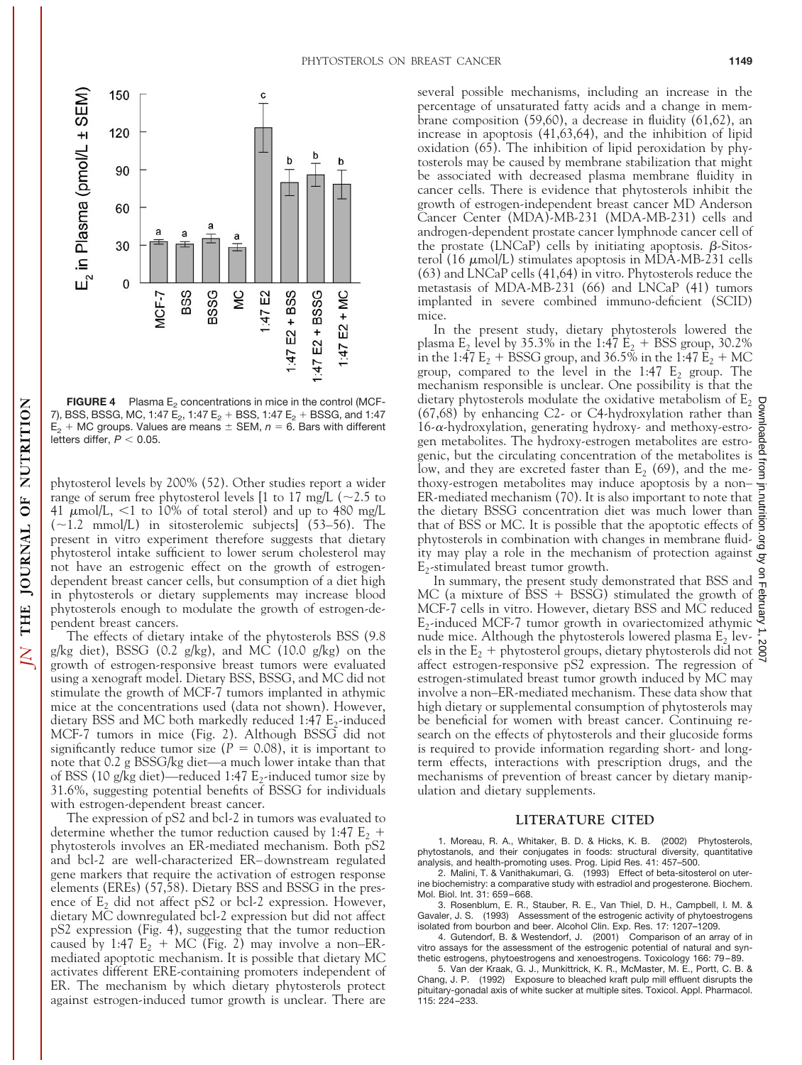**FIGURE 4** Plasma $E_2$ concentrations in mice in the control (MCF-7), BSS, BSSG, MC, 1:47 $E_2$, 1:47 $E_2$ + BSS, 1:47 $E_2$ + BSSG, and 1:47 $E_2$ + MC groups. Values are means ± SEM, $n = 6$. Bars with different letters differ, $P < 0.05$.

phytosterol levels by 200% (52). Other studies report a wider range of serum free phytosterol levels [1 to 17 mg/L (~2.5 to 41 μmol/L, <1 to 10% of total sterol) and up to 480 mg/L (~1.2 mmol/L) in sitosterolemic subjects] (53–56). The present in vitro experiment therefore suggests that dietary phytosterol intake sufficient to lower serum cholesterol may not have an estrogenic effect on the growth of estrogen-dependent breast cancer cells, but consumption of a diet high in phytosterols or dietary supplements may increase blood phytosterols enough to modulate the growth of estrogen-dependent breast cancers.

The effects of dietary intake of the phytosterols BSS (9.8 g/kg diet), BSSG (0.2 g/kg), and MC (10.0 g/kg) on the growth of estrogen-responsive breast tumors were evaluated using a xenograft model. Dietary BSS, BSSG, and MC did not stimulate the growth of MCF-7 tumors implanted in athymic mice at the concentrations used (data not shown). However, dietary BSS and MC both markedly reduced 1:47 $E_2$-induced MCF-7 tumors in mice (Fig. 2). Although BSSG did not significantly reduce tumor size ($P = 0.08$), it is important to note that 0.2 g BSSG/kg diet—a much lower intake than that of BSS (10 g/kg diet)—reduced 1:47 $E_2$-induced tumor size by 31.6%, suggesting potential benefits of BSSG for individuals with estrogen-dependent breast cancer.

The expression of pS2 and bcl-2 in tumors was evaluated to determine whether the tumor reduction caused by 1:47 $E_2$ + phytosterols involves an ER-mediated mechanism. Both pS2 and bcl-2 are well-characterized ER–downstream regulated gene markers that require the activation of estrogen response elements (EREs) (57,58). Dietary BSS and BSSG in the presence of $E_2$ did not affect pS2 or bcl-2 expression. However, dietary MC downregulated bcl-2 expression but did not affect pS2 expression (Fig. 4), suggesting that the tumor reduction caused by 1:47 $E_2$ + MC (Fig. 2) may involve a non–ER-mediated apoptotic mechanism. It is possible that dietary MC activates different ERE-containing promoters independent of ER. The mechanism by which dietary phytosterols protect against estrogen-induced tumor growth is unclear. There are several possible mechanisms, including an increase in the percentage of unsaturated fatty acids and a change in membrane composition (59,60), a decrease in fluidity (61,62), an increase in apoptosis (41,63,64), and the inhibition of lipid oxidation (65). The inhibition of lipid peroxidation by phytosterols may be caused by membrane stabilization that might be associated with decreased plasma membrane fluidity in cancer cells. There is evidence that phytosterols inhibit the growth of estrogen-independent breast cancer MD Anderson Cancer Center (MDA)-MB-231 (MDA-MB-231) cells and androgen-dependent prostate cancer lymphnode cancer cell of the prostate (LNCaP) cells by initiating apoptosis. β-Sitosterol (16 μmol/L) stimulates apoptosis in MDA-MB-231 cells (63) and LNCaP cells (41,64) in vitro. Phytosterols reduce the metastasis of MDA-MB-231 (66) and LNCaP (41) tumors implanted in severe combined immuno-deficient (SCID) mice.

In the present study, dietary phytosterols lowered the plasma $E_2$ level by 35.3% in the 1:47 $E_2$ + BSS group, 30.2% in the 1:47 $E_2$ + BSSG group, and 36.5% in the 1:47 $E_2$ + MC group, compared to the level in the 1:47 $E_2$ group. The mechanism responsible is unclear. One possibility is that the dietary phytosterols modulate the oxidative metabolism of $E_2$ (67,68) by enhancing C2- or C4-hydroxylation rather than 16-α-hydroxylation, generating hydroxy- and methoxy-estrogen metabolites. The hydroxy-estrogen metabolites are estrogenic, but the circulating concentration of the metabolites is low, and they are excreted faster than $E_2$ (69), and the methoxy-estrogen metabolites may induce apoptosis by a non–ER-mediated mechanism (70). It is also important to note that the dietary BSSG concentration diet was much lower than that of BSS or MC. It is possible that the apoptotic effects of phytosterols in combination with changes in membrane fluidity may play a role in the mechanism of protection against $E_2$-stimulated breast tumor growth.

In summary, the present study demonstrated that BSS and MC (a mixture of BSS + BSSG) stimulated the growth of MCF-7 cells in vitro. However, dietary BSS and MC reduced $E_2$-induced MCF-7 tumor growth in ovariectomized athymic nude mice. Although the phytosterols lowered plasma $E_2$ levels in the $E_2$ + phytosterol groups, dietary phytosterols did not affect estrogen-responsive pS2 expression. The regression of estrogen-stimulated breast tumor growth induced by MC may involve a non–ER-mediated mechanism. These data show that high dietary or supplemental consumption of phytosterols may be beneficial for women with breast cancer. Continuing research on the effects of phytosterols and their glucoside forms is required to provide information regarding short- and long-term effects, interactions with prescription drugs, and the mechanisms of prevention of breast cancer by dietary manipulation and dietary supplements.

## LITERATURE CITED

1. Moreau, R. A., Whitaker, B. D. & Hicks, K. B. (2002) Phytosterols, phytostanols, and their conjugates in foods: structural diversity, quantitative analysis, and health-promoting uses. Prog. Lipid Res. 41: 457–500.
2. Malini, T. & Vanithakumari, G. (1993) Effect of beta-sitosterol on uterine biochemistry: a comparative study with estradiol and progesterone. Biochem. Mol. Biol. Int. 31: 659–668.
3. Rosenblum, E. R., Stauber, R. E., Van Thiel, D. H., Campbell, I. M. & Gavaler, J. S. (1993) Assessment of the estrogenic activity of phytoestrogens isolated from bourbon and beer. Alcohol Clin. Exp. Res. 17: 1207–1209.
4. Gutendorf, B. & Westendorf, J. (2001) Comparison of an array of in vitro assays for the assessment of the estrogenic potential of natural and synthetic estrogens, phytoestrogens and xenoestrogens. Toxicology 166: 79–89.
5. Van der Kraak, G. J., Munkittrick, K. R., McMaster, M. E., Portt, C. B. & Chang, J. P. (1992) Exposure to bleached kraft pulp mill effluent disrupts the pituitary-gonadal axis of white sucker at multiple sites. Toxicol. Appl. Pharmacol. 115: 224–233.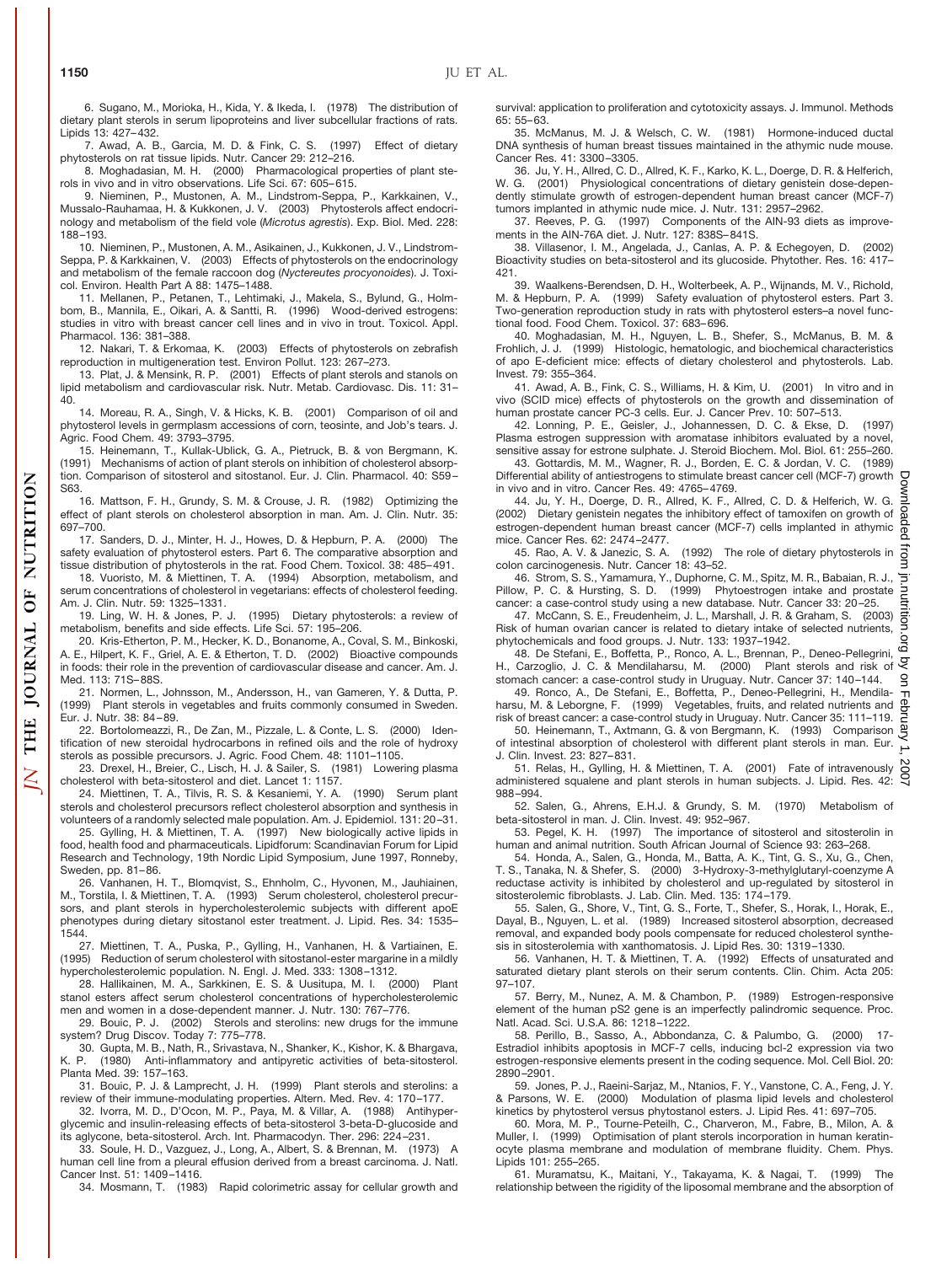6. Sugano, M., Morioka, H., Kida, Y. & Ikeda, I. (1978) The distribution of dietary plant sterols in serum lipoproteins and liver subcellular fractions of rats. Lipids 13: 427–432.

7. Awad, A. B., Garcia, M. D. & Fink, C. S. (1997) Effect of dietary phytosterols on rat tissue lipids. Nutr. Cancer 29: 212–216.

8. Moghadasian, M. H. (2000) Pharmacological properties of plant sterols in vivo and in vitro observations. Life Sci. 67: 605–615.

9. Nieminen, P., Mustonen, A. M., Lindstrom-Seppa, P., Karkkainen, V., Mussalo-Rauhamaa, H. & Kukkonen, J. V. (2003) Phytosterols affect endocrinology and metabolism of the field vole (*Microtus agrestis*). Exp. Biol. Med. 228: 188–193.

10. Nieminen, P., Mustonen, A. M., Asikainen, J., Kukkonen, J. V., Lindstrom-Seppa, P. & Karkkainen, V. (2003) Effects of phytosterols on the endocrinology and metabolism of the female raccoon dog (*Nyctereutes procyonoides*). J. Toxicol. Environ. Health Part A 88: 1475–1488.

11. Mellanen, P., Petanen, T., Lehtimaki, J., Makela, S., Bylund, G., Holmbom, B., Mannila, E., Oikari, A. & Santti, R. (1996) Wood-derived estrogens: studies in vitro with breast cancer cell lines and in vivo in trout. Toxicol. Appl. Pharmacol. 136: 381–388.

12. Nakari, T. & Erkomaa, K. (2003) Effects of phytosterols on zebrafish reproduction in multigeneration test. Environ Pollut. 123: 267–273.

13. Plat, J. & Mensink, R. P. (2001) Effects of plant sterols and stanols on lipid metabolism and cardiovascular risk. Nutr. Metab. Cardiovasc. Dis. 11: 31–40.

14. Moreau, R. A., Singh, V. & Hicks, K. B. (2001) Comparison of oil and phytosterol levels in germplasm accessions of corn, teosinte, and Job's tears. J. Agric. Food Chem. 49: 3793–3795.

15. Heinemann, T., Kullak-Ublick, G. A., Pietruck, B. & von Bergmann, K. (1991) Mechanisms of action of plant sterols on inhibition of cholesterol absorption. Comparison of sitosterol and sitostanol. Eur. J. Clin. Pharmacol. 40: S59–S63.

16. Mattson, F. H., Grundy, S. M. & Crouse, J. R. (1982) Optimizing the effect of plant sterols on cholesterol absorption in man. Am. J. Clin. Nutr. 35: 697–700.

17. Sanders, D. J., Minter, H. J., Howes, D. & Hepburn, P. A. (2000) The safety evaluation of phytosterol esters. Part 6. The comparative absorption and tissue distribution of phytosterols in the rat. Food Chem. Toxicol. 38: 485–491.

18. Vuoristo, M. & Miettinen, T. A. (1994) Absorption, metabolism, and serum concentrations of cholesterol in vegetarians: effects of cholesterol feeding. Am. J. Clin. Nutr. 59: 1325–1331.

19. Ling, W. H. & Jones, P. J. (1995) Dietary phytosterols: a review of metabolism, benefits and side effects. Life Sci. 57: 195–206.

20. Kris-Etherton, P. M., Hecker, K. D., Bonanome, A., Coval, S. M., Binkoski, A. E., Hilpert, K. F., Griel, A. E. & Etherton, T. D. (2002) Bioactive compounds in foods: their role in the prevention of cardiovascular disease and cancer. Am. J. Med. 113: 71S–88S.

21. Normen, L., Johnsson, M., Andersson, H., van Gameren, Y. & Dutta, P. (1999) Plant sterols in vegetables and fruits commonly consumed in Sweden. Eur. J. Nutr. 38: 84–89.

22. Bortolomeazzi, R., De Zan, M., Pizzale, L. & Conte, L. S. (2000) Identification of new steroidal hydrocarbons in refined oils and the role of hydroxy sterols as possible precursors. J. Agric. Food Chem. 48: 1101–1105.

23. Drexel, H., Breier, C., Lisch, H. J. & Sailer, S. (1981) Lowering plasma cholesterol with beta-sitosterol and diet. Lancet 1: 1157.

24. Miettinen, T. A., Tilvis, R. S. & Kesaniemi, Y. A. (1990) Serum plant sterols and cholesterol precursors reflect cholesterol absorption and synthesis in volunteers of a randomly selected male population. Am. J. Epidemiol. 131: 20–31.

25. Gylling, H. & Miettinen, T. A. (1997) New biologically active lipids in food, health food and pharmaceuticals. Lipidforum: Scandinavian Forum for Lipid Research and Technology, 19th Nordic Lipid Symposium, June 1997, Ronneby, Sweden, pp. 81–86.

26. Vanhanen, H. T., Blomqvist, S., Ehnholm, C., Hyvonen, M., Jauhiainen, M., Torstila, I. & Miettinen, T. A. (1993) Serum cholesterol, cholesterol precursors, and plant sterols in hypercholesterolemic subjects with different apoE phenotypes during dietary sitostanol ester treatment. J. Lipid. Res. 34: 1535–1544.

27. Miettinen, T. A., Puska, P., Gylling, H., Vanhanen, H. & Vartiainen, E. (1995) Reduction of serum cholesterol with sitostanol-ester margarine in a mildly hypercholesterolemic population. N. Engl. J. Med. 333: 1308–1312.

28. Hallikainen, M. A., Sarkkinen, E. S. & Uusitupa, M. I. (2000) Plant stanol esters affect serum cholesterol concentrations of hypercholesterolemic men and women in a dose-dependent manner. J. Nutr. 130: 767–776.

29. Bouic, P. J. (2002) Sterols and sterolins: new drugs for the immune system? Drug Discov. Today 7: 775–778.

30. Gupta, M. B., Nath, R., Srivastava, N., Shanker, K., Kishor, K. & Bhargava, K. P. (1980) Anti-inflammatory and antipyretic activities of beta-sitosterol. Planta Med. 39: 157–163.

31. Bouic, P. J. & Lamprecht, J. H. (1999) Plant sterols and sterolins: a review of their immune-modulating properties. Altern. Med. Rev. 4: 170–177.

32. Ivorra, M. D., D'Ocon, M. P., Paya, M. & Villar, A. (1988) Antihyperglycemic and insulin-releasing effects of beta-sitosterol 3-beta-D-glucoside and its aglycone, beta-sitosterol. Arch. Int. Pharmacodyn. Ther. 296: 224–231.

33. Soule, H. D., Vazguez, J., Long, A., Albert, S. & Brennan, M. (1973) A human cell line from a pleural effusion derived from a breast carcinoma. J. Natl. Cancer Inst. 51: 1409–1416.

34. Mosmann, T. (1983) Rapid colorimetric assay for cellular growth and survival: application to proliferation and cytotoxicity assays. J. Immunol. Methods 65: 55–63.

35. McManus, M. J. & Welsch, C. W. (1981) Hormone-induced ductal DNA synthesis of human breast tissues maintained in the athymic nude mouse. Cancer Res. 41: 3300–3305.

36. Ju, Y. H., Allred, C. D., Allred, K. F., Karko, K. L., Doerge, D. R. & Helferich, W. G. (2001) Physiological concentrations of dietary genistein dose-dependently stimulate growth of estrogen-dependent human breast cancer (MCF-7) tumors implanted in athymic nude mice. J. Nutr. 131: 2957–2962.

37. Reeves, P. G. (1997) Components of the AIN-93 diets as improvements in the AIN-76A diet. J. Nutr. 127: 838S–841S.

38. Villasenor, I. M., Angelada, J., Canlas, A. P. & Echegoyen, D. (2002) Bioactivity studies on beta-sitosterol and its glucoside. Phytother. Res. 16: 417–421.

39. Waalkens-Berendsen, D. H., Wolterbeek, A. P., Wijnands, M. V., Richold, M. & Hepburn, P. A. (1999) Safety evaluation of phytosterol esters. Part 3. Two-generation reproduction study in rats with phytosterol esters–a novel functional food. Food Chem. Toxicol. 37: 683–696.

40. Moghadasian, M. H., Nguyen, L. B., Shefer, S., McManus, B. M. & Frohlich, J. J. (1999) Histologic, hematologic, and biochemical characteristics of apo E-deficient mice: effects of dietary cholesterol and phytosterols. Lab. Invest. 79: 355–364.

41. Awad, A. B., Fink, C. S., Williams, H. & Kim, U. (2001) In vitro and in vivo (SCID mice) effects of phytosterols on the growth and dissemination of human prostate cancer PC-3 cells. Eur. J. Cancer Prev. 10: 507–513.

42. Lonning, P. E., Geisler, J., Johannessen, D. C. & Ekse, D. (1997) Plasma estrogen suppression with aromatase inhibitors evaluated by a novel, sensitive assay for estrone sulphate. J. Steroid Biochem. Mol. Biol. 61: 255–260.

43. Gottardis, M. M., Wagner, R. J., Borden, E. C. & Jordan, V. C. (1989) Differential ability of antiestrogens to stimulate breast cancer cell (MCF-7) growth in vivo and in vitro. Cancer Res. 49: 4765–4769.

44. Ju, Y. H., Doerge, D. R., Allred, K. F., Allred, C. D. & Helferich, W. G. (2002) Dietary genistein negates the inhibitory effect of tamoxifen on growth of estrogen-dependent human breast cancer (MCF-7) cells implanted in athymic mice. Cancer Res. 62: 2474–2477.

45. Rao, A. V. & Janezic, S. A. (1992) The role of dietary phytosterols in colon carcinogenesis. Nutr. Cancer 18: 43–52.

46. Strom, S. S., Yamamura, Y., Duphorne, C. M., Spitz, M. R., Babaian, R. J., Pillow, P. C. & Hursting, S. D. (1999) Phytoestrogen intake and prostate cancer: a case-control study using a new database. Nutr. Cancer 33: 20–25.

47. McCann, S. E., Freudenheim, J. L., Marshall, J. R. & Graham, S. (2003) Risk of human ovarian cancer is related to dietary intake of selected nutrients, phytochemicals and food groups. J. Nutr. 133: 1937–1942.

48. De Stefani, E., Boffetta, P., Ronco, A. L., Brennan, P., Deneo-Pellegrini, H., Carzoglio, J. C. & Mendilaharsu, M. (2000) Plant sterols and risk of stomach cancer: a case-control study in Uruguay. Nutr. Cancer 37: 140–144.

49. Ronco, A., De Stefani, E., Boffetta, P., Deneo-Pellegrini, H., Mendilaharsu, M. & Leborgne, F. (1999) Vegetables, fruits, and related nutrients and risk of breast cancer: a case-control study in Uruguay. Nutr. Cancer 35: 111–119.

50. Heinemann, T., Axtmann, G. & von Bergmann, K. (1993) Comparison of intestinal absorption of cholesterol with different plant sterols in man. Eur. J. Clin. Invest. 23: 827–831.

51. Relas, H., Gylling, H. & Miettinen, T. A. (2001) Fate of intravenously administered squalene and plant sterols in human subjects. J. Lipid. Res. 42: 988–994.

52. Salen, G., Ahrens, E.H.J. & Grundy, S. M. (1970) Metabolism of beta-sitosterol in man. J. Clin. Invest. 49: 952–967.

53. Pegel, K. H. (1997) The importance of sitosterol and sitosterolin in human and animal nutrition. South African Journal of Science 93: 263–268.

54. Honda, A., Salen, G., Honda, M., Batta, A. K., Tint, G. S., Xu, G., Chen, T. S., Tanaka, N. & Shefer, S. (2000) 3-Hydroxy-3-methylglutaryl-coenzyme A reductase activity is inhibited by cholesterol and up-regulated by sitosterol in sitosterolemic fibroblasts. J. Lab. Clin. Med. 135: 174–179.

55. Salen, G., Shore, V., Tint, G. S., Forte, T., Shefer, S., Horak, I., Horak, E., Dayal, B., Nguyen, L. et al. (1989) Increased sitosterol absorption, decreased removal, and expanded body pools compensate for reduced cholesterol synthesis in sitosterolemia with xanthomatosis. J. Lipid Res. 30: 1319–1330.

56. Vanhanen, H. T. & Miettinen, T. A. (1992) Effects of unsaturated and saturated dietary plant sterols on their serum contents. Clin. Chim. Acta 205: 97–107.

57. Berry, M., Nunez, A. M. & Chambon, P. (1989) Estrogen-responsive element of the human pS2 gene is an imperfectly palindromic sequence. Proc. Natl. Acad. Sci. U.S.A. 86: 1218–1222.

58. Perillo, B., Sasso, A., Abbondanza, C. & Palumbo, G. (2000) 17-Estradiol inhibits apoptosis in MCF-7 cells, inducing bcl-2 expression via two estrogen-responsive elements present in the coding sequence. Mol. Cell Biol. 20: 2890–2901.

59. Jones, P. J., Raeini-Sarjaz, M., Ntanios, F. Y., Vanstone, C. A., Feng, J. Y. & Parsons, W. E. (2000) Modulation of plasma lipid levels and cholesterol kinetics by phytosterol versus phytostanol esters. J. Lipid Res. 41: 697–705.

60. Mora, M. P., Tourne-Peteilh, C., Charveron, M., Fabre, B., Milon, A. & Muller, I. (1999) Optimisation of plant sterols incorporation in human keratinocyte plasma membrane and modulation of membrane fluidity. Chem. Phys. Lipids 101: 255–265.

61. Muramatsu, K., Maitani, Y., Takayama, K. & Nagai, T. (1999) The relationship between the rigidity of the liposomal membrane and the absorption of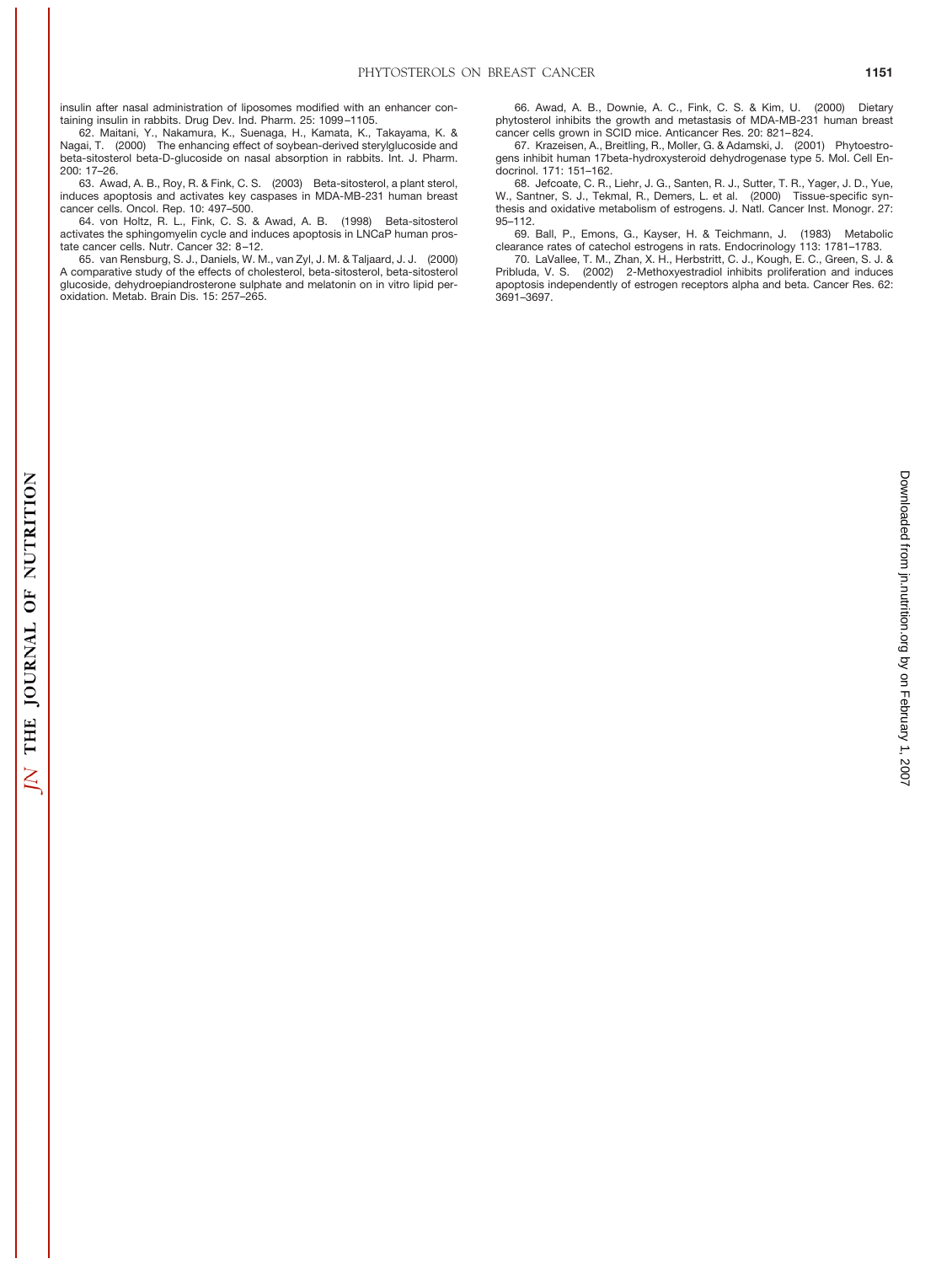insulin after nasal administration of liposomes modified with an enhancer containing insulin in rabbits. Drug Dev. Ind. Pharm. 25: 1099–1105.

62. Maitani, Y., Nakamura, K., Suenaga, H., Kamata, K., Takayama, K. & Nagai, T. (2000) The enhancing effect of soybean-derived sterylglucoside and beta-sitosterol beta-D-glucoside on nasal absorption in rabbits. Int. J. Pharm. 200: 17–26.

63. Awad, A. B., Roy, R. & Fink, C. S. (2003) Beta-sitosterol, a plant sterol, induces apoptosis and activates key caspases in MDA-MB-231 human breast cancer cells. Oncol. Rep. 10: 497–500.

64. von Holtz, R. L., Fink, C. S. & Awad, A. B. (1998) Beta-sitosterol activates the sphingomyelin cycle and induces apoptosis in LNCaP human prostate cancer cells. Nutr. Cancer 32: 8–12.

65. van Rensburg, S. J., Daniels, W. M., van Zyl, J. M. & Taljaard, J. J. (2000) A comparative study of the effects of cholesterol, beta-sitosterol, beta-sitosterol glucoside, dehydroepiandrosterone sulphate and melatonin on in vitro lipid peroxidation. Metab. Brain Dis. 15: 257–265.

66. Awad, A. B., Downie, A. C., Fink, C. S. & Kim, U. (2000) Dietary phytosterol inhibits the growth and metastasis of MDA-MB-231 human breast cancer cells grown in SCID mice. Anticancer Res. 20: 821–824.

67. Krazeisen, A., Breitling, R., Moller, G. & Adamski, J. (2001) Phytoestrogens inhibit human 17beta-hydroxysteroid dehydrogenase type 5. Mol. Cell Endocrinol. 171: 151–162.

68. Jefcoate, C. R., Liehr, J. G., Santen, R. J., Sutter, T. R., Yager, J. D., Yue, W., Santner, S. J., Tekmal, R., Demers, L. et al. (2000) Tissue-specific synthesis and oxidative metabolism of estrogens. J. Natl. Cancer Inst. Monogr. 27: 95–112.

69. Ball, P., Emons, G., Kayser, H. & Teichmann, J. (1983) Metabolic clearance rates of catechol estrogens in rats. Endocrinology 113: 1781–1783.

70. LaVallee, T. M., Zhan, X. H., Herbstritt, C. J., Kough, E. C., Green, S. J. & Pribluda, V. S. (2002) 2-Methoxyestradiol inhibits proliferation and induces apoptosis independently of estrogen receptors alpha and beta. Cancer Res. 62: 3691–3697.